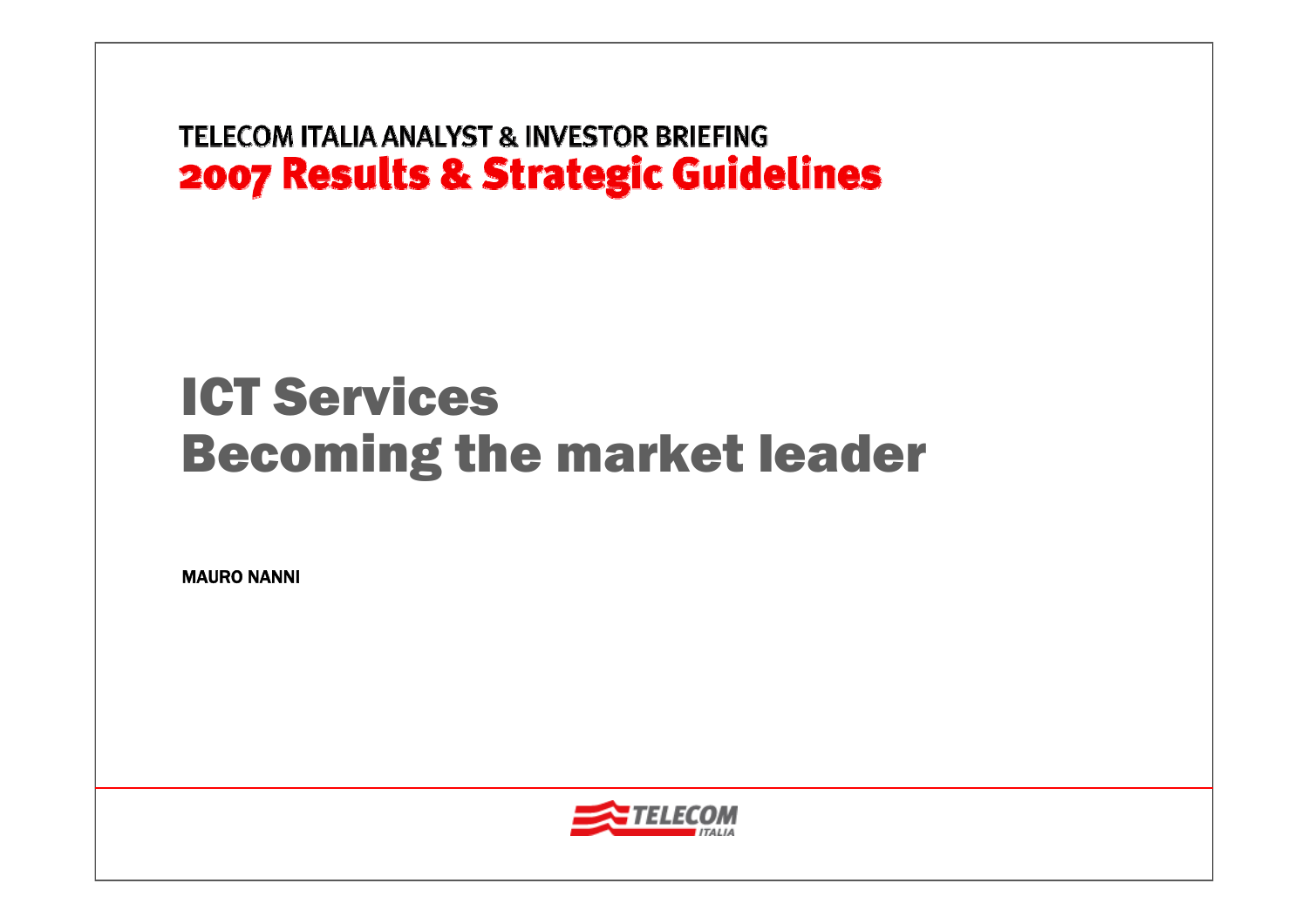TELECOM ITALIA ANALYST & INVESTOR BRIEFING

**2007 Results & Strategic Guidelines**

# ICT Services
# Becoming the market leader

**MAURO NANNI**

TELECOM ITALIA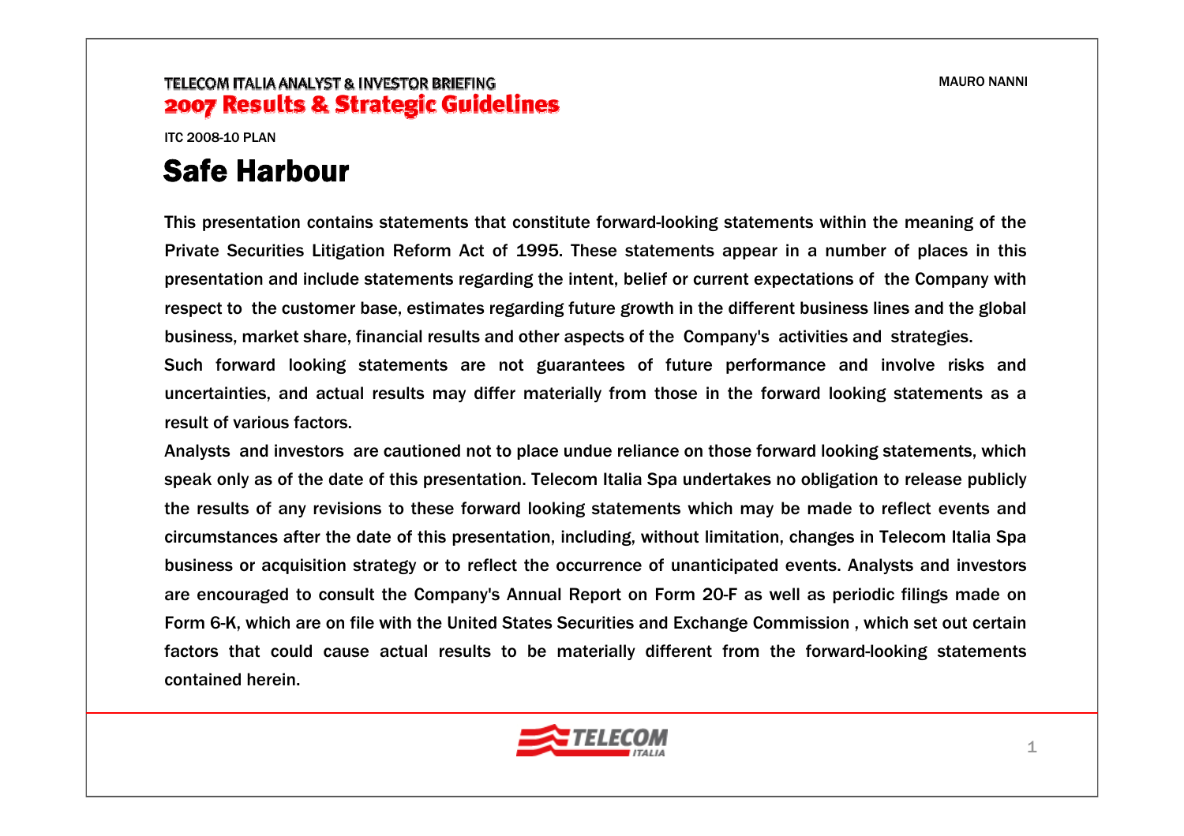TELECOM ITALIA ANALYST & INVESTOR BRIEFING

**2007 Results & Strategic Guidelines**

ITC 2008-10 PLAN

# Safe Harbour

This presentation contains statements that constitute forward-looking statements within the meaning of the Private Securities Litigation Reform Act of 1995. These statements appear in a number of places in this presentation and include statements regarding the intent, belief or current expectations of the Company with respect to the customer base, estimates regarding future growth in the different business lines and the global business, market share, financial results and other aspects of the Company's activities and strategies.

Such forward looking statements are not guarantees of future performance and involve risks and uncertainties, and actual results may differ materially from those in the forward looking statements as a result of various factors.

Analysts and investors are cautioned not to place undue reliance on those forward looking statements, which speak only as of the date of this presentation. Telecom Italia Spa undertakes no obligation to release publicly the results of any revisions to these forward looking statements which may be made to reflect events and circumstances after the date of this presentation, including, without limitation, changes in Telecom Italia Spa business or acquisition strategy or to reflect the occurrence of unanticipated events. Analysts and investors are encouraged to consult the Company's Annual Report on Form 20-F as well as periodic filings made on Form 6-K, which are on file with the United States Securities and Exchange Commission , which set out certain factors that could cause actual results to be materially different from the forward-looking statements contained herein.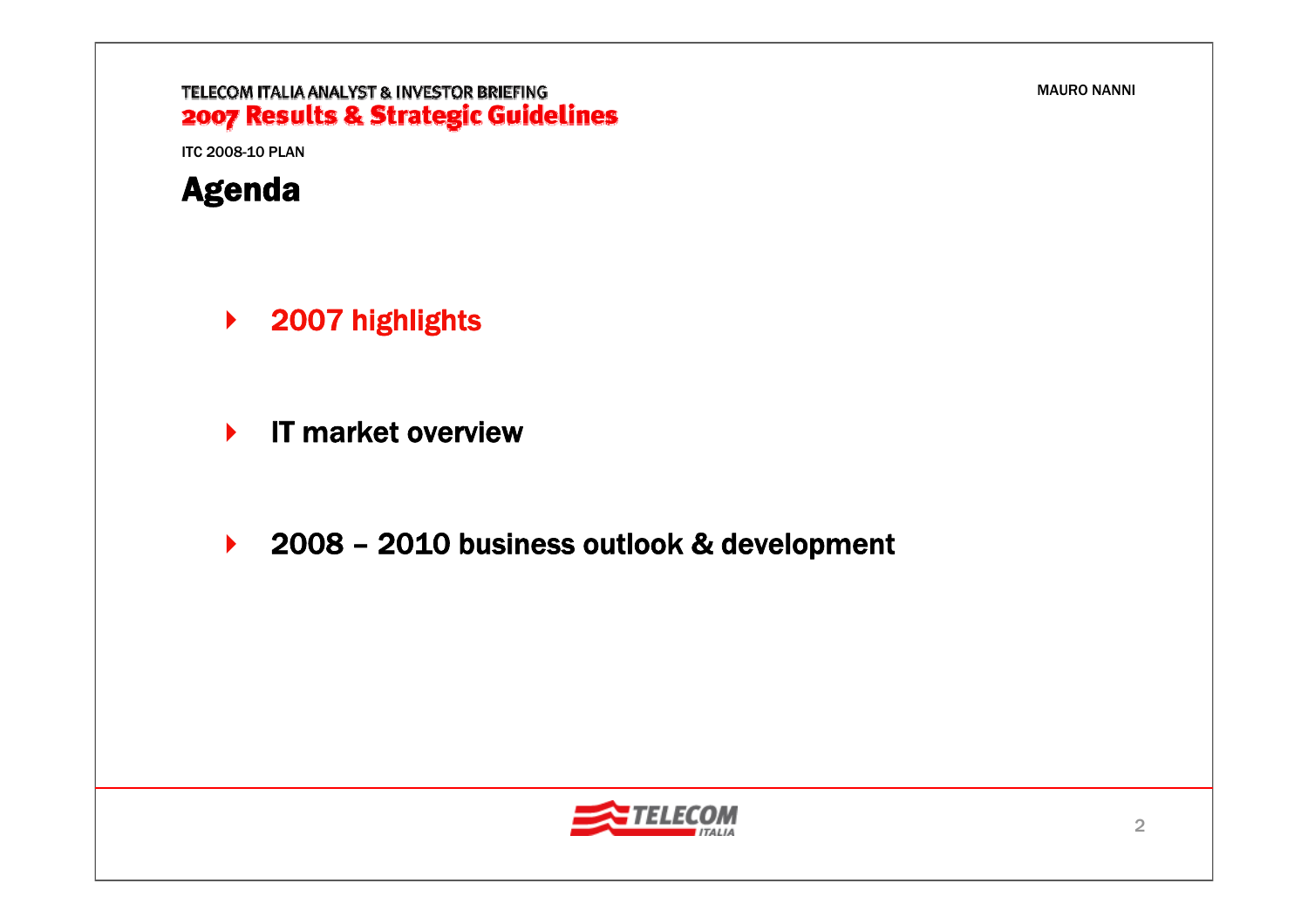ITC 2008-10 PLAN

# Agenda

- **2007 highlights**
- **IT market overview**
- **2008 – 2010 business outlook & development**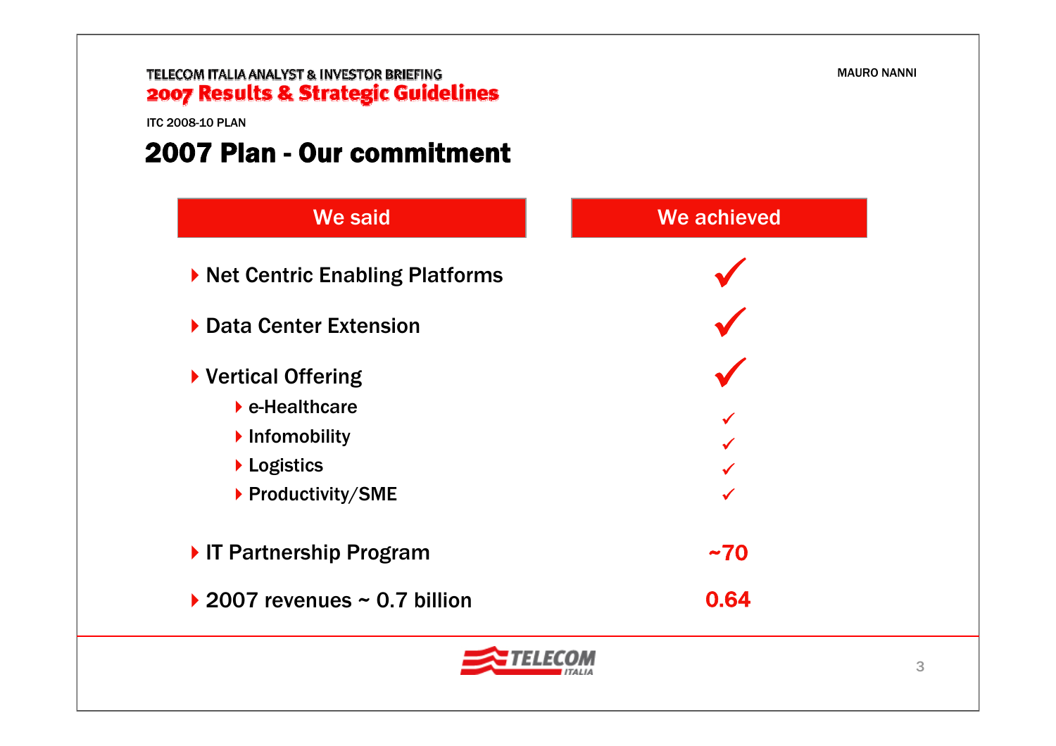ITC 2008-10 PLAN

# 2007 Plan - Our commitment

| We said | We achieved |
|---|---|
| Net Centric Enabling Platforms | ✓ |
| Data Center Extension | ✓ |
| Vertical Offering | ✓ |
| e-Healthcare | ✓ |
| Infomobility | ✓ |
| Logistics | ✓ |
| Productivity/SME | ✓ |
| IT Partnership Program | ~70 |
| 2007 revenues ~ 0.7 billion | 0.64 |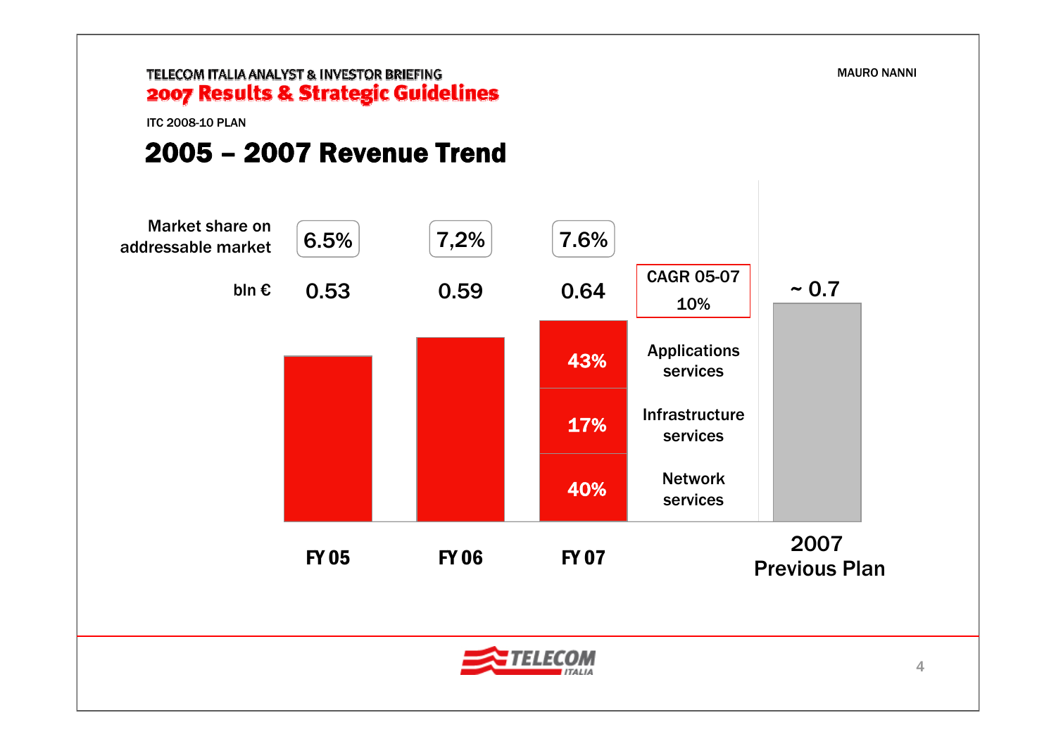TELECOM ITALIA ANALYST & INVESTOR BRIEFING

**2007 Results & Strategic Guidelines**

MAURO NANNI

ITC 2008-10 PLAN

# 2005 – 2007 Revenue Trend

| | FY 05 | FY 06 | FY 07 | | 2007 Previous Plan |
|---|---|---|---|---|---|
| Market share on addressable market | 6.5% | 7,2% | 7.6% | | |
| bln € | 0.53 | 0.59 | 0.64 | CAGR 05-07 10% | ~ 0.7 |

FY 07 breakdown:

| Segment | Share |
|---|---|
| Applications services | 43% |
| Infrastructure services | 17% |
| Network services | 40% |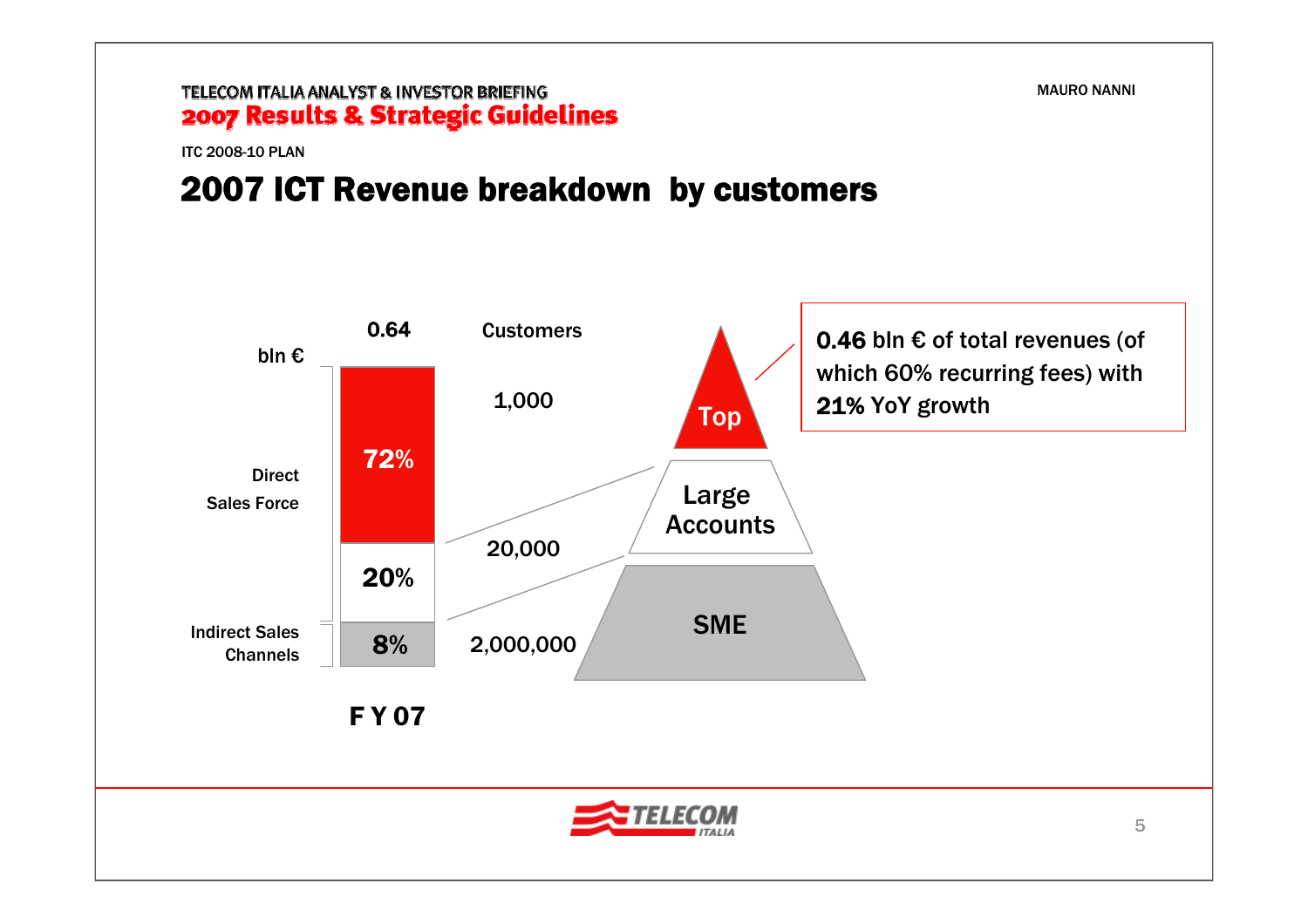ITC 2008-10 PLAN

# 2007 ICT Revenue breakdown by customers

| bln € | 0.64 (FY 07) | Customers | Segment |
|---|---|---|---|
| Direct Sales Force | 72% | 1,000 | Top |
| | 20% | 20,000 | Large Accounts |
| Indirect Sales Channels | 8% | 2,000,000 | SME |

**0.46** bln € of total revenues (of which 60% recurring fees) with **21%** YoY growth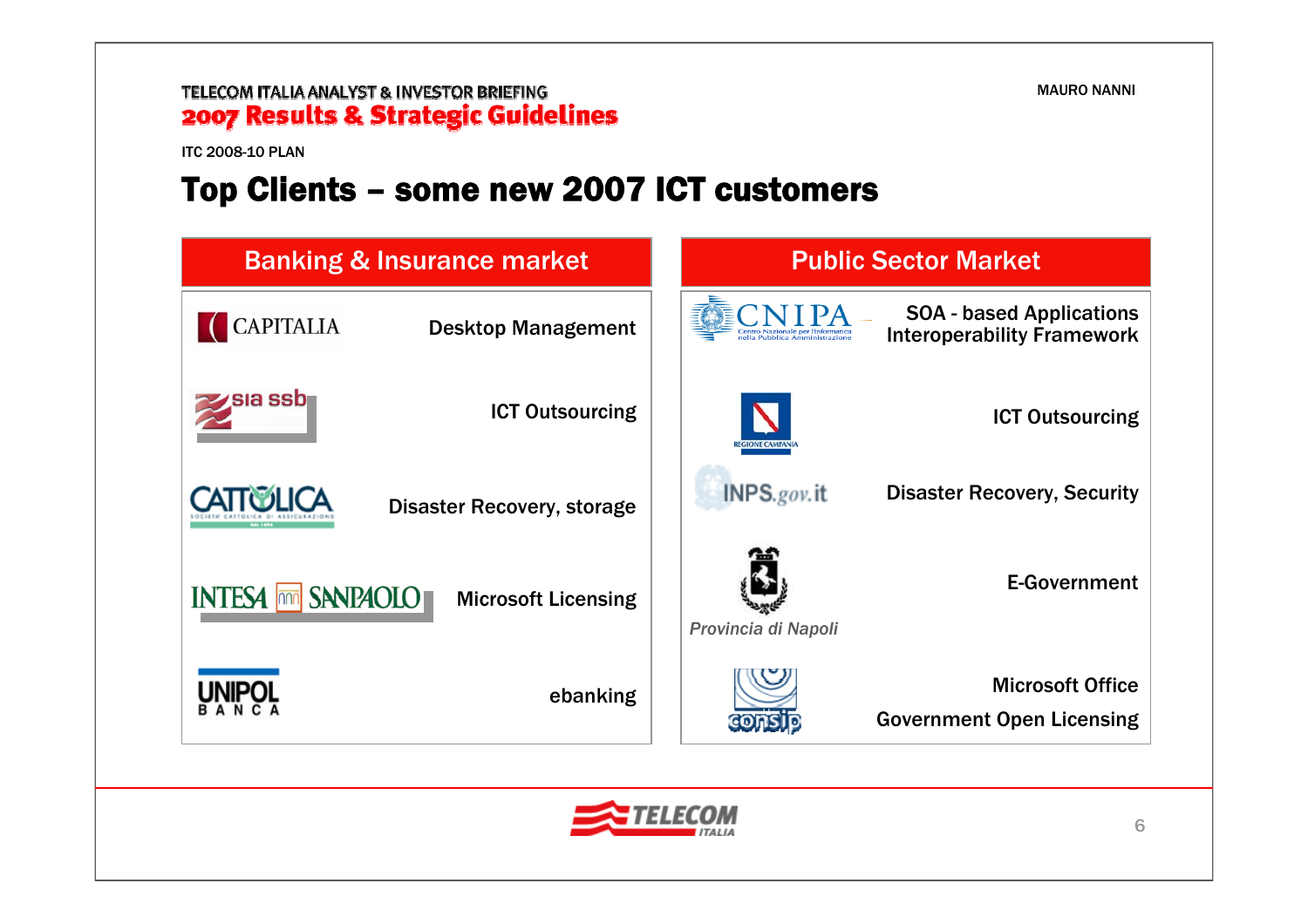ITC 2008-10 PLAN

# Top Clients – some new 2007 ICT customers

| Banking & Insurance market | |
|---|---|
| CAPITALIA | Desktop Management |
| sia ssb | ICT Outsourcing |
| CATTOLICA | Disaster Recovery, storage |
| INTESA SANPAOLO | Microsoft Licensing |
| UNIPOL BANCA | ebanking |

| Public Sector Market | |
|---|---|
| CNIPA – Centro Nazionale per l'Informatica nella Pubblica Amministrazione | SOA - based Applications Interoperability Framework |
| Regione Campania | ICT Outsourcing |
| INPS.gov.it | Disaster Recovery, Security |
| Provincia di Napoli | E-Government |
| consip | Microsoft Office Government Open Licensing |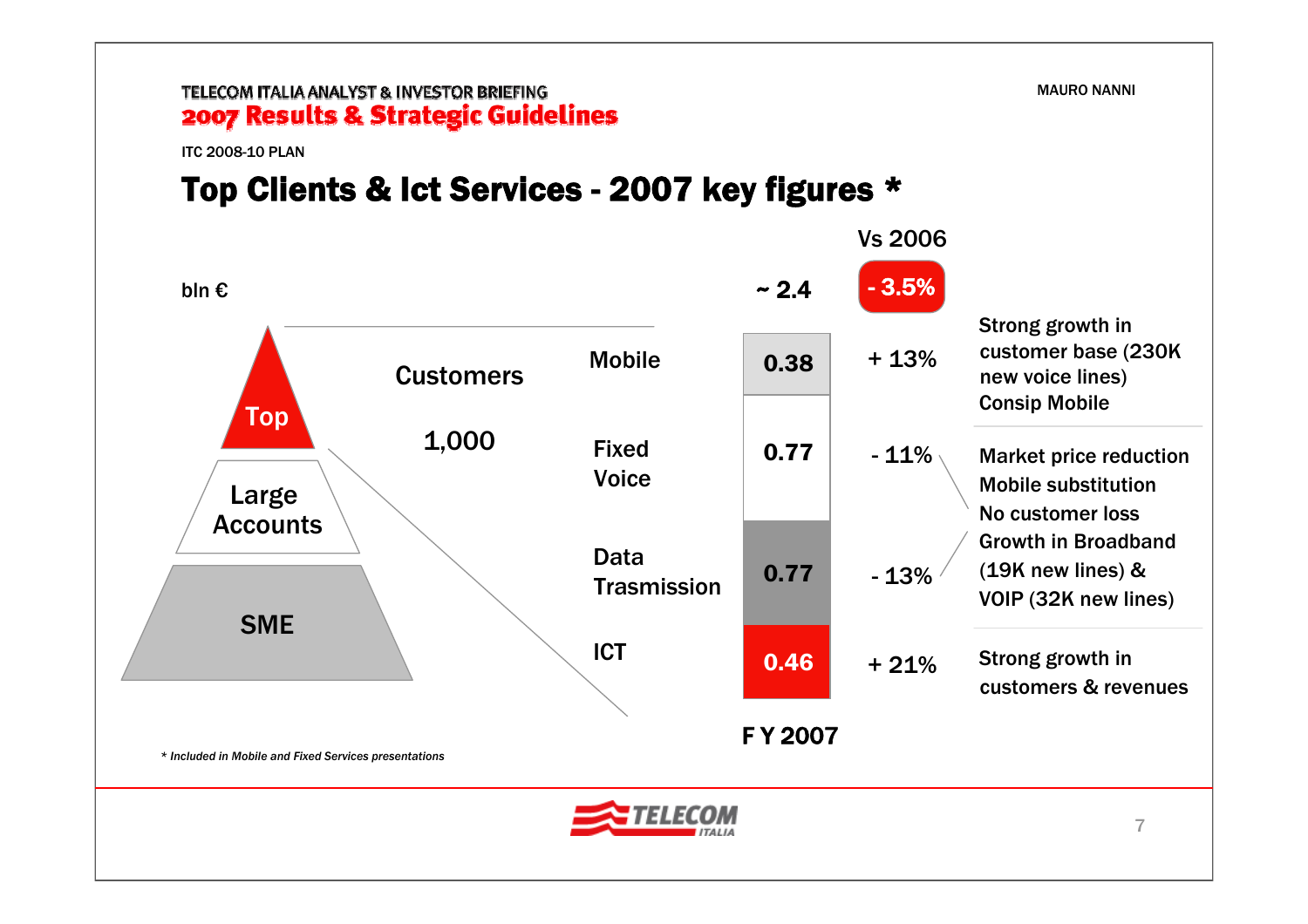TELECOM ITALIA ANALYST & INVESTOR BRIEFING

**2007 Results & Strategic Guidelines**

ITC 2008-10 PLAN

# Top Clients & Ict Services - 2007 key figures *

bln €

Top / Large Accounts / SME

Customers: 1,000

| | FY 2007 | Vs 2006 | |
|---|---|---|---|
| Total | ~ 2.4 | - 3.5% | |
| Mobile | 0.38 | + 13% | Strong growth in customer base (230K new voice lines) Consip Mobile |
| Fixed Voice | 0.77 | - 11% | Market price reduction; Mobile substitution; No customer loss |
| Data Trasmission | 0.77 | - 13% | Growth in Broadband (19K new lines) & VOIP (32K new lines) |
| ICT | 0.46 | + 21% | Strong growth in customers & revenues |

*\* Included in Mobile and Fixed Services presentations*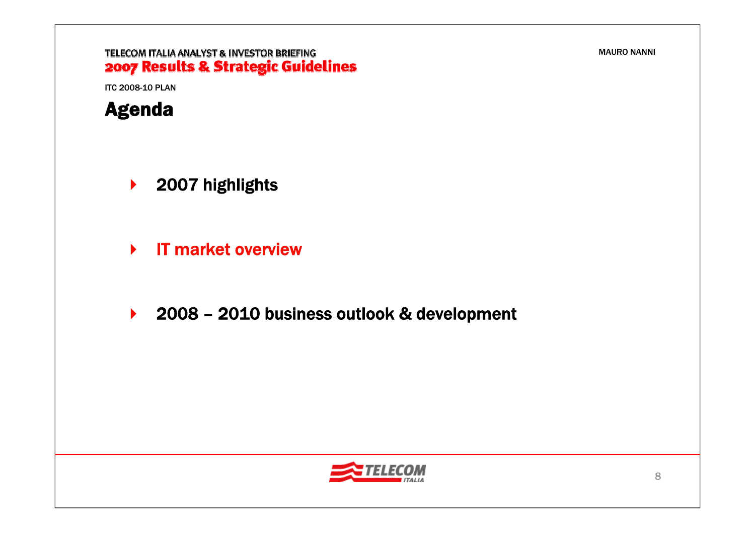ITC 2008-10 PLAN

# Agenda

- 2007 highlights
- IT market overview
- 2008 – 2010 business outlook & development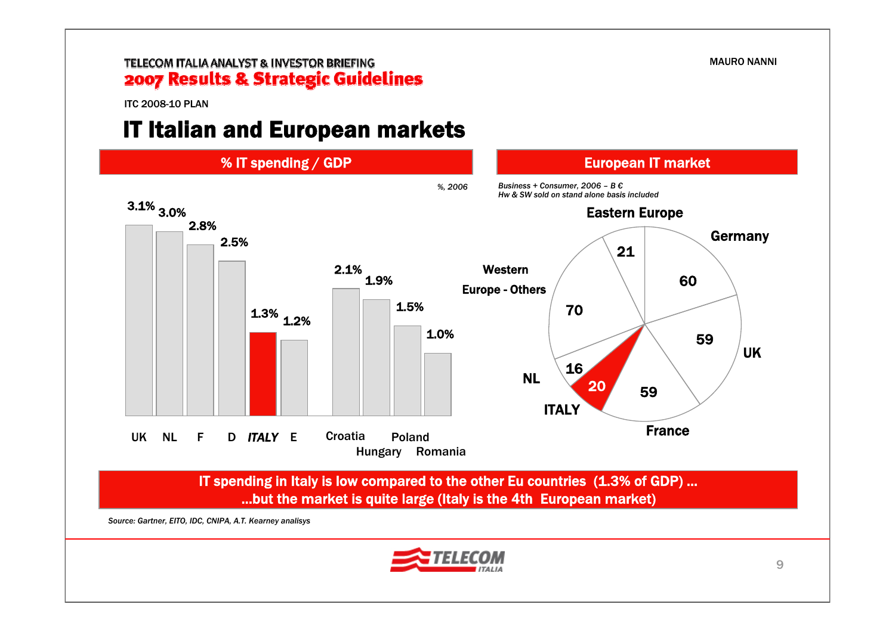ITC 2008-10 PLAN

# IT Italian and European markets

## % IT spending / GDP

%, 2006

| Country | % IT spending / GDP |
|---|---|
| UK | 3.1% |
| NL | 3.0% |
| F | 2.8% |
| D | 2.5% |
| *ITALY* | 1.3% |
| E | 1.2% |
| Croatia | 2.1% |
| Hungary | 1.9% |
| Poland | 1.5% |
| Romania | 1.0% |

## European IT market

*Business + Consumer, 2006 – B €*
*Hw & SW sold on stand alone basis included*

| Market | B € |
|---|---|
| Eastern Europe | 21 |
| Germany | 60 |
| UK | 59 |
| France | 59 |
| ITALY | 20 |
| NL | 16 |
| Western Europe - Others | 70 |

**IT spending in Italy is low compared to the other Eu countries (1.3% of GDP) …**
**…but the market is quite large (Italy is the 4th European market)**

*Source: Gartner, EITO, IDC, CNIPA, A.T. Kearney analisys*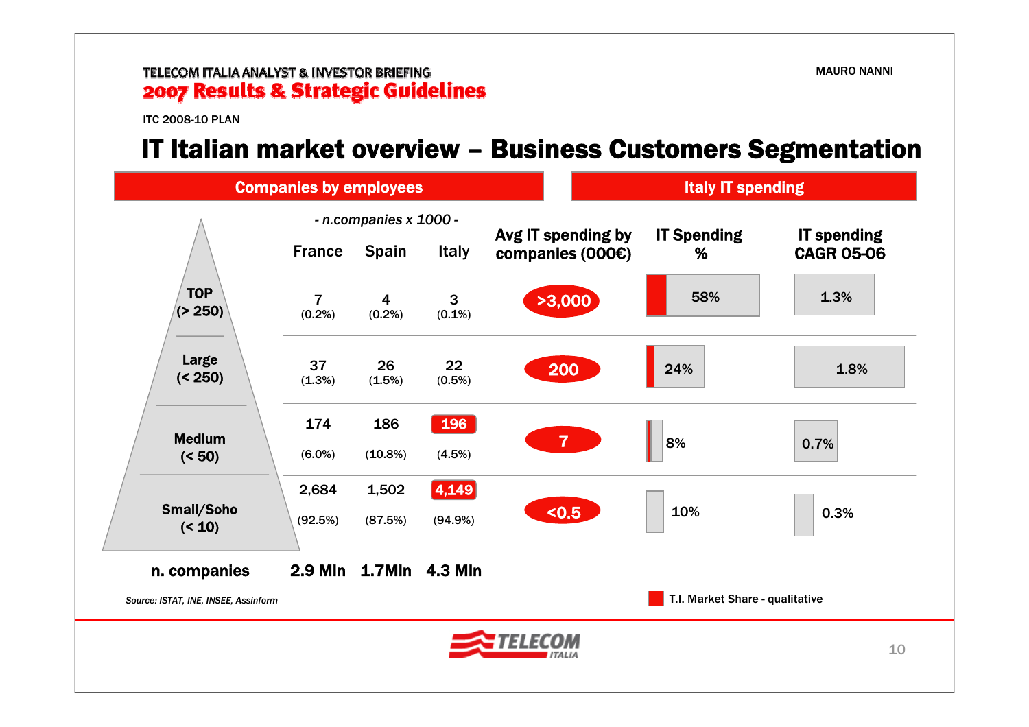TELECOM ITALIA ANALYST & INVESTOR BRIEFING
**2007 Results & Strategic Guidelines**

MAURO NANNI

ITC 2008-10 PLAN

# IT Italian market overview – Business Customers Segmentation

| Companies by employees | France | Spain | Italy | Avg IT spending by companies (000€) | IT Spending % | IT spending CAGR 05-06 |
|---|---|---|---|---|---|---|
| | *- n.companies x 1000 -* | | | | Italy IT spending | |
| TOP (> 250) | 7 (0.2%) | 4 (0.2%) | 3 (0.1%) | >3,000 | 58% | 1.3% |
| Large (< 250) | 37 (1.3%) | 26 (1.5%) | 22 (0.5%) | 200 | 24% | 1.8% |
| Medium (< 50) | 174 (6.0%) | 186 (10.8%) | 196 (4.5%) | 7 | 8% | 0.7% |
| Small/Soho (< 10) | 2,684 (92.5%) | 1,502 (87.5%) | 4,149 (94.9%) | <0.5 | 10% | 0.3% |
| **n. companies** | **2.9 Mln** | **1.7Mln** | **4.3 Mln** | | | |

T.I. Market Share - qualitative

*Source: ISTAT, INE, INSEE, Assinform*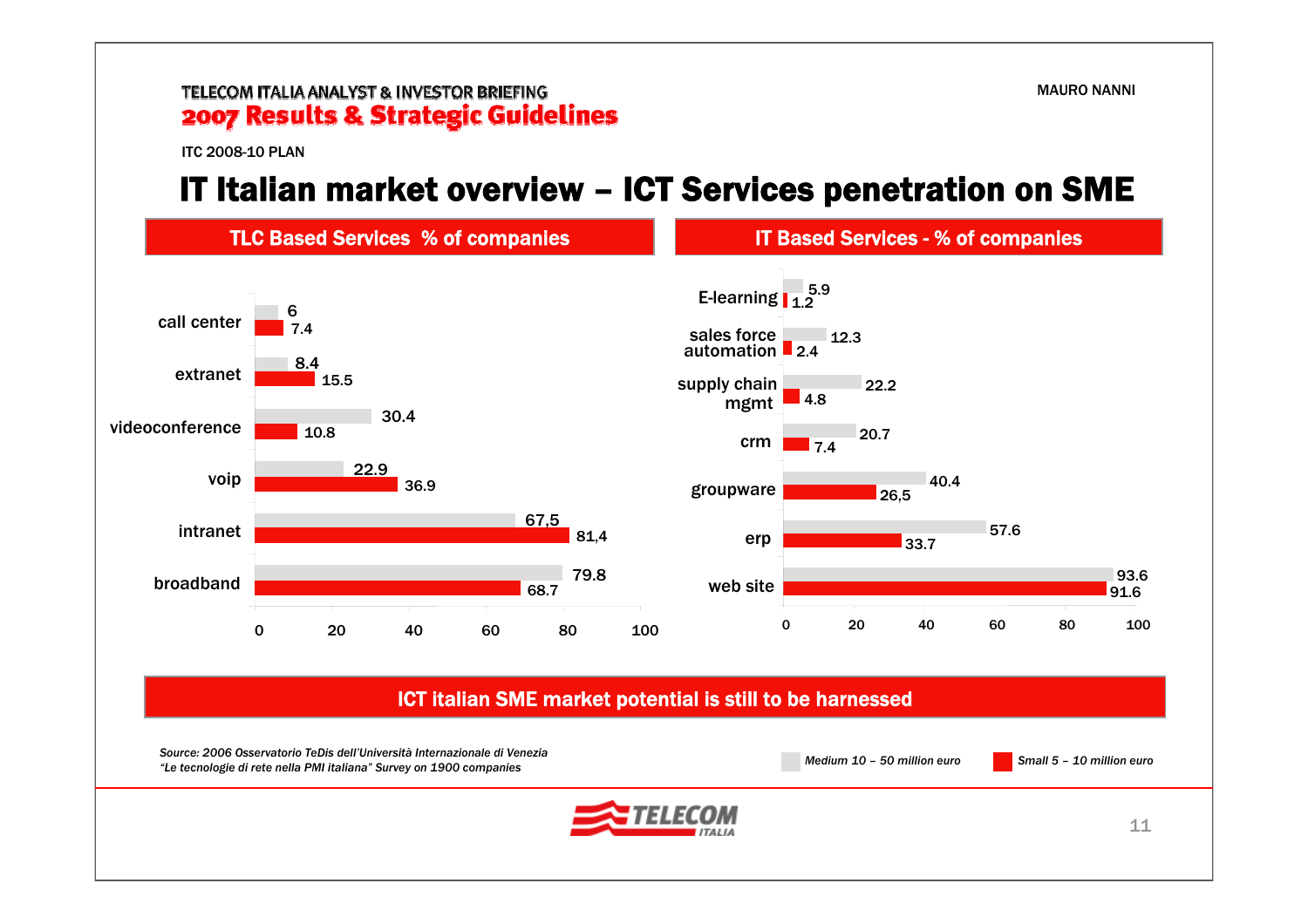TELECOM ITALIA ANALYST & INVESTOR BRIEFING

**2007 Results & Strategic Guidelines**

MAURO NANNI

ITC 2008-10 PLAN

# IT Italian market overview – ICT Services penetration on SME

## TLC Based Services % of companies

| Service | Medium 10 – 50 million euro | Small 5 – 10 million euro |
|---|---|---|
| call center | 6 | 7.4 |
| extranet | 8.4 | 15.5 |
| videoconference | 30.4 | 10.8 |
| voip | 22.9 | 36.9 |
| intranet | 67,5 | 81,4 |
| broadband | 79.8 | 68.7 |

## IT Based Services - % of companies

| Service | Medium 10 – 50 million euro | Small 5 – 10 million euro |
|---|---|---|
| E-learning | 5.9 | 1.2 |
| sales force automation | 12.3 | 2.4 |
| supply chain mgmt | 22.2 | 4.8 |
| crm | 20.7 | 7.4 |
| groupware | 40.4 | 26,5 |
| erp | 57.6 | 33.7 |
| web site | 93.6 | 91.6 |

**ICT italian SME market potential is still to be harnessed**

*Source: 2006 Osservatorio TeDis dell'Università Internazionale di Venezia*
*"Le tecnologie di rete nella PMI italiana" Survey on 1900 companies*

*Medium 10 – 50 million euro* | *Small 5 – 10 million euro*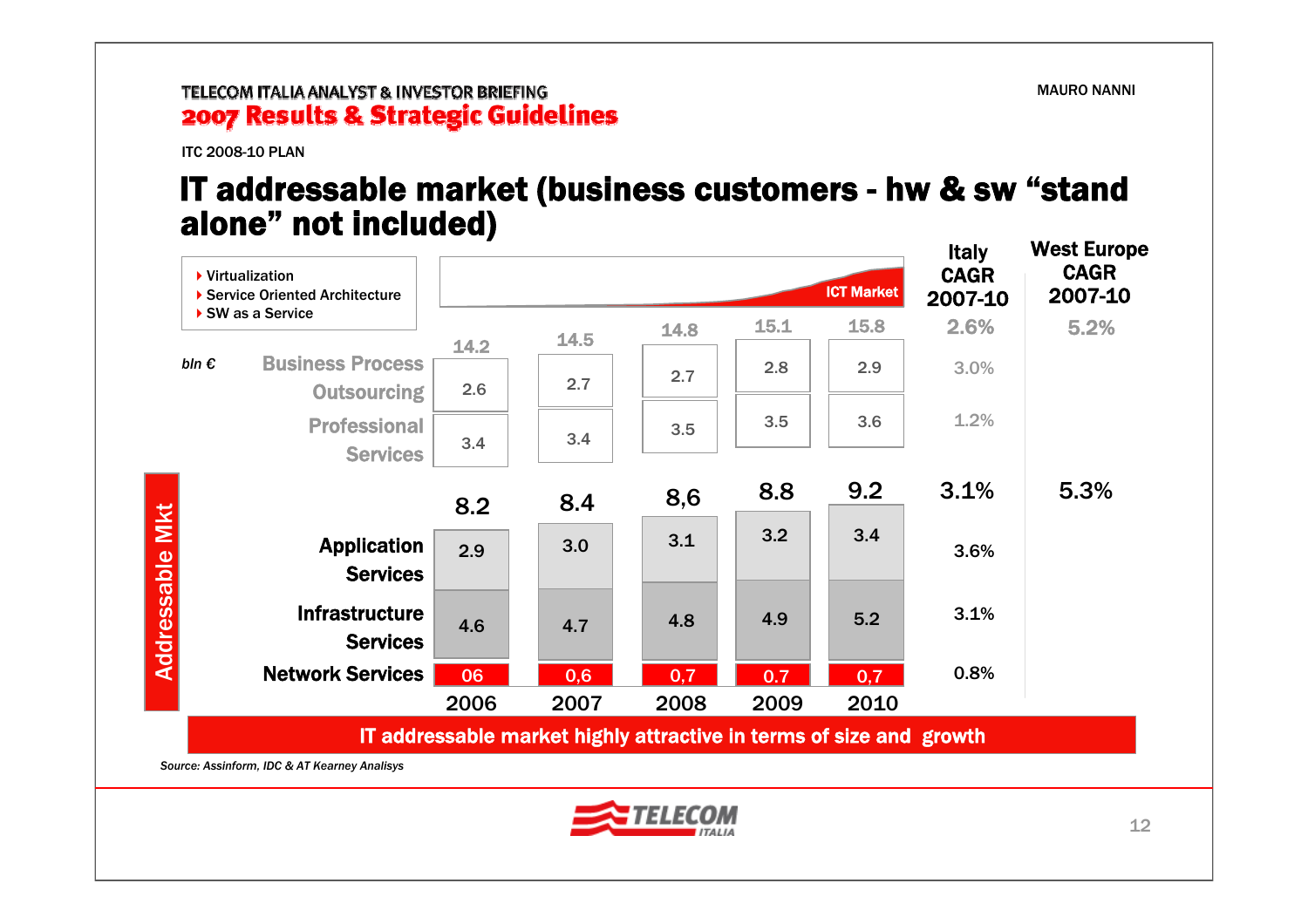ITC 2008-10 PLAN

# IT addressable market (business customers - hw & sw "stand alone" not included)

- Virtualization
- Service Oriented Architecture
- SW as a Service

ICT Market

*bln €*

| | 2006 | 2007 | 2008 | 2009 | 2010 | Italy CAGR 2007-10 | West Europe CAGR 2007-10 |
|---|---|---|---|---|---|---|---|
| **Total ICT Market** | 14.2 | 14.5 | 14.8 | 15.1 | 15.8 | 2.6% | 5.2% |
| Business Process Outsourcing | 2.6 | 2.7 | 2.7 | 2.8 | 2.9 | 3.0% | |
| Professional Services | 3.4 | 3.4 | 3.5 | 3.5 | 3.6 | 1.2% | |
| **Addressable Mkt** | 8.2 | 8.4 | 8,6 | 8.8 | 9.2 | 3.1% | 5.3% |
| Application Services | 2.9 | 3.0 | 3.1 | 3.2 | 3.4 | 3.6% | |
| Infrastructure Services | 4.6 | 4.7 | 4.8 | 4.9 | 5.2 | 3.1% | |
| Network Services | 06 | 0,6 | 0,7 | 0.7 | 0,7 | 0.8% | |

**IT addressable market highly attractive in terms of size and growth**

*Source: Assinform, IDC & AT Kearney Analisys*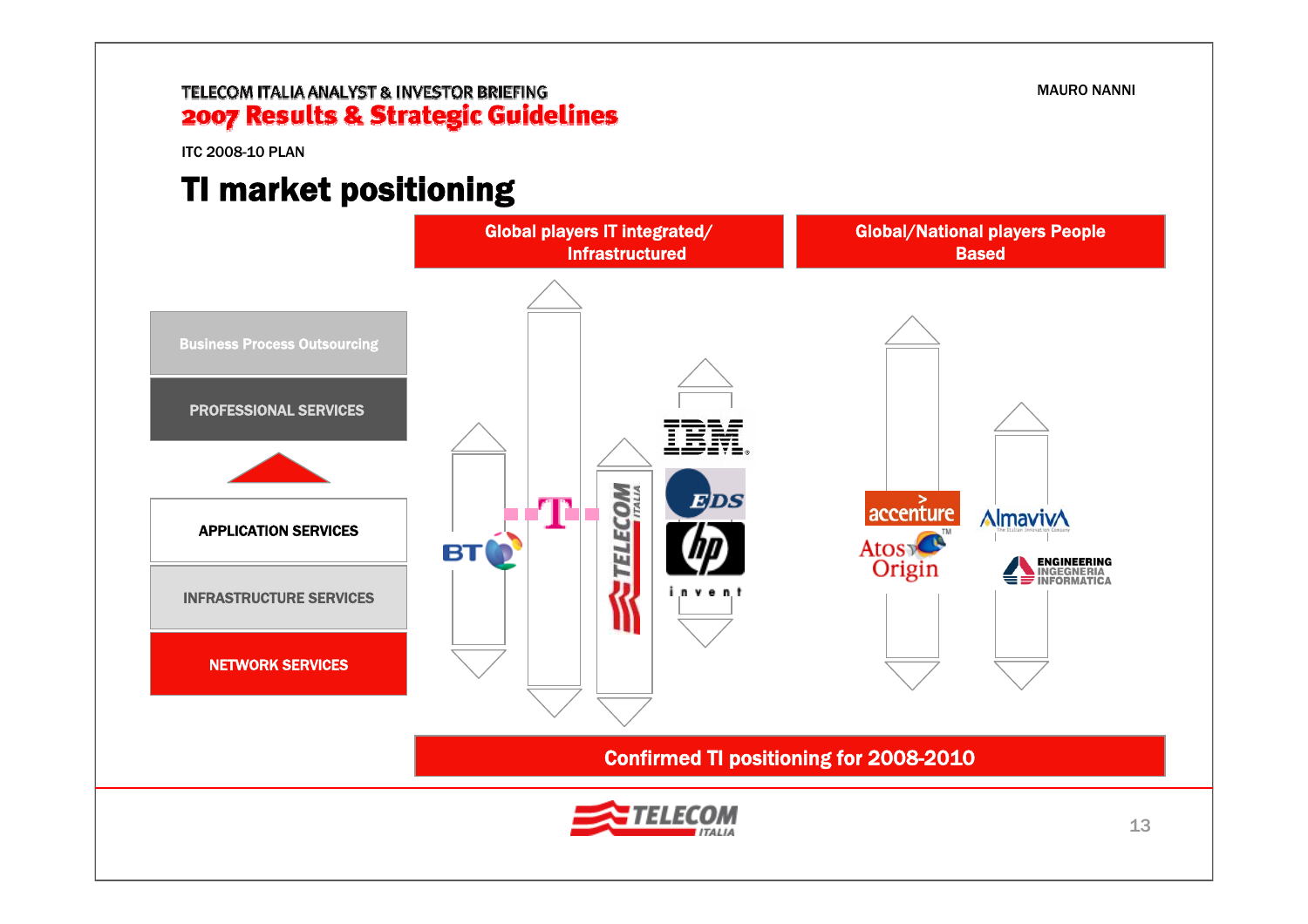ITC 2008-10 PLAN

# TI market positioning

| Global players IT integrated/ Infrastructured | Global/National players People Based |
|---|---|
| BT, T, Telecom Italia, IBM, EDS, hp invent | accenture, Atos Origin, Almaviva, Engineering Ingegneria Informatica |

- Business Process Outsourcing
- PROFESSIONAL SERVICES
- APPLICATION SERVICES
- INFRASTRUCTURE SERVICES
- NETWORK SERVICES

**Confirmed TI positioning for 2008-2010**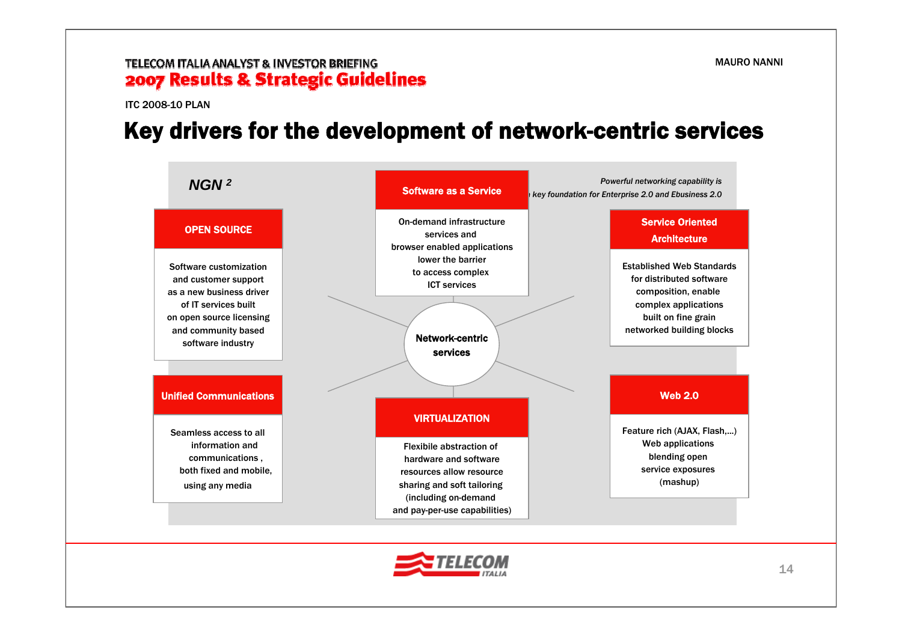ITC 2008-10 PLAN

# Key drivers for the development of network-centric services

*NGN [2]*

*Powerful networking capability is a key foundation for Enterprise 2.0 and Ebusiness 2.0*

**Network-centric services**

### Software as a Service

On-demand infrastructure services and browser enabled applications lower the barrier to access complex ICT services

### OPEN SOURCE

Software customization and customer support as a new business driver of IT services built on open source licensing and community based software industry

### Service Oriented Architecture

Established Web Standards for distributed software composition, enable complex applications built on fine grain networked building blocks

### Unified Communications

Seamless access to all information and communications , both fixed and mobile, using any media

### VIRTUALIZATION

Flexibile abstraction of hardware and software resources allow resource sharing and soft tailoring (including on-demand and pay-per-use capabilities)

### Web 2.0

Feature rich (AJAX, Flash,...) Web applications blending open service exposures (mashup)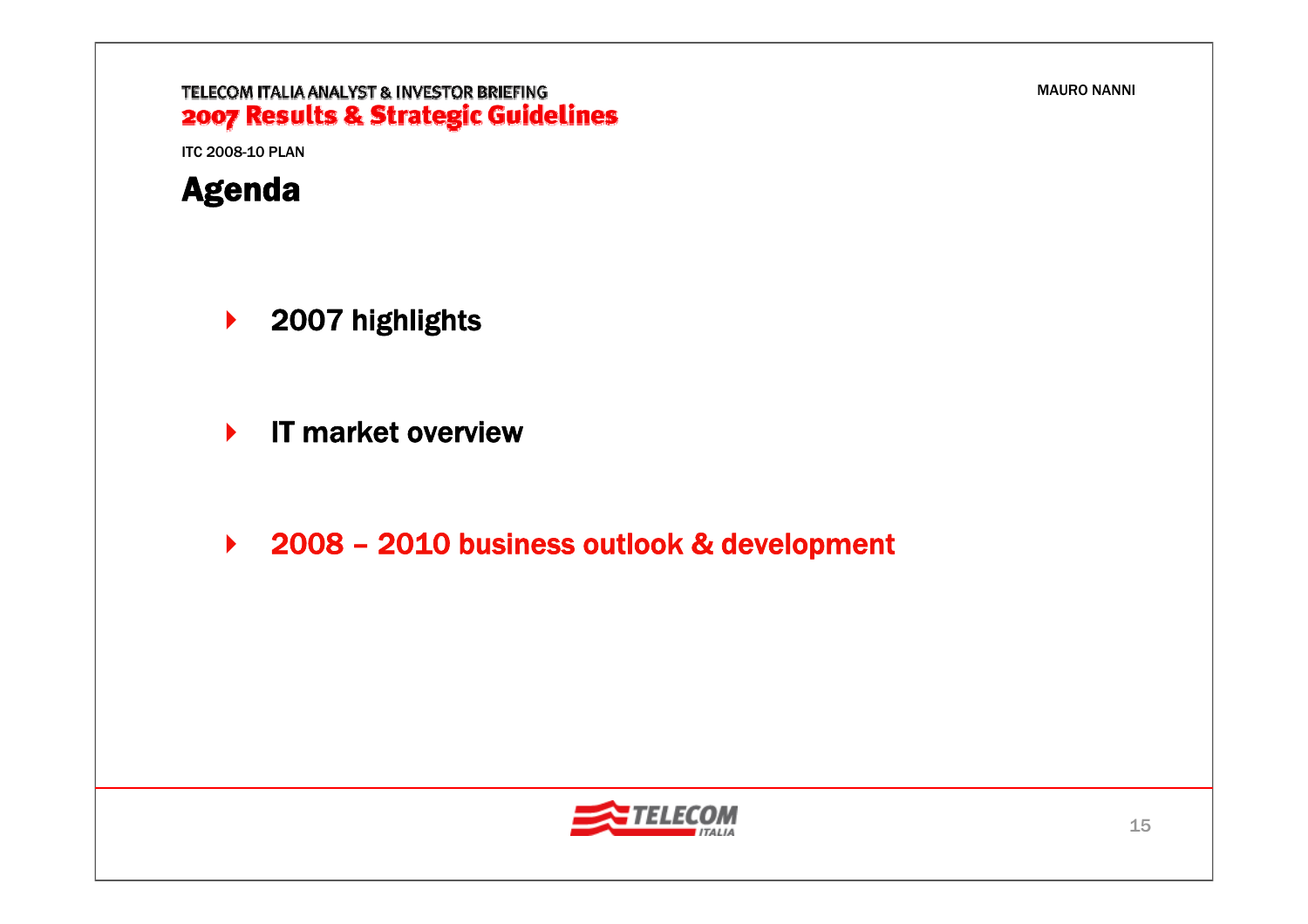ITC 2008-10 PLAN

# Agenda

- 2007 highlights
- IT market overview
- 2008 – 2010 business outlook & development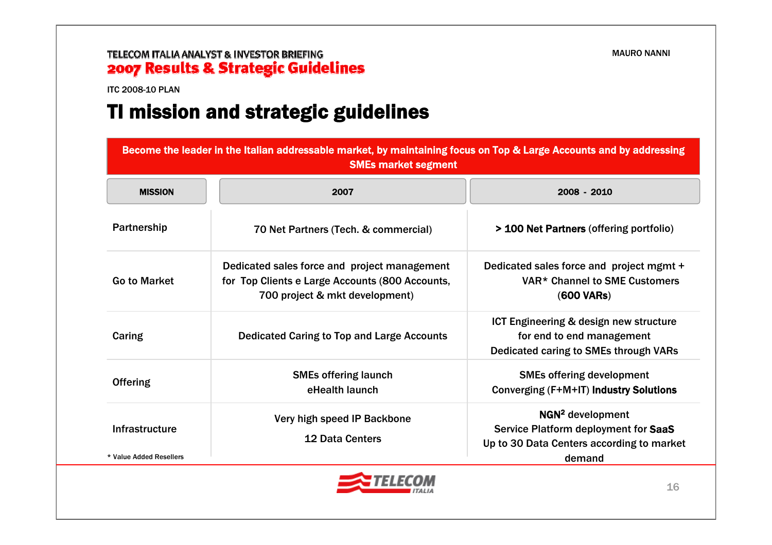ITC 2008-10 PLAN

# TI mission and strategic guidelines

**Become the leader in the Italian addressable market, by maintaining focus on Top & Large Accounts and by addressing SMEs market segment**

| MISSION | 2007 | 2008 - 2010 |
|---|---|---|
| Partnership | 70 Net Partners (Tech. & commercial) | **> 100 Net Partners** (offering portfolio) |
| Go to Market | Dedicated sales force and project management for Top Clients e Large Accounts (800 Accounts, 700 project & mkt development) | Dedicated sales force and project mgmt + VAR* Channel to SME Customers (**600 VARs**) |
| Caring | Dedicated Caring to Top and Large Accounts | ICT Engineering & design new structure for end to end management<br>Dedicated caring to SMEs through VARs |
| Offering | SMEs offering launch<br>eHealth launch | SMEs offering development<br>Converging (F+M+IT) **Industry Solutions** |
| Infrastructure | Very high speed IP Backbone<br>12 Data Centers | **NGN$^2$** development<br>Service Platform deployment for **SaaS**<br>Up to 30 Data Centers according to market demand |

\* Value Added Resellers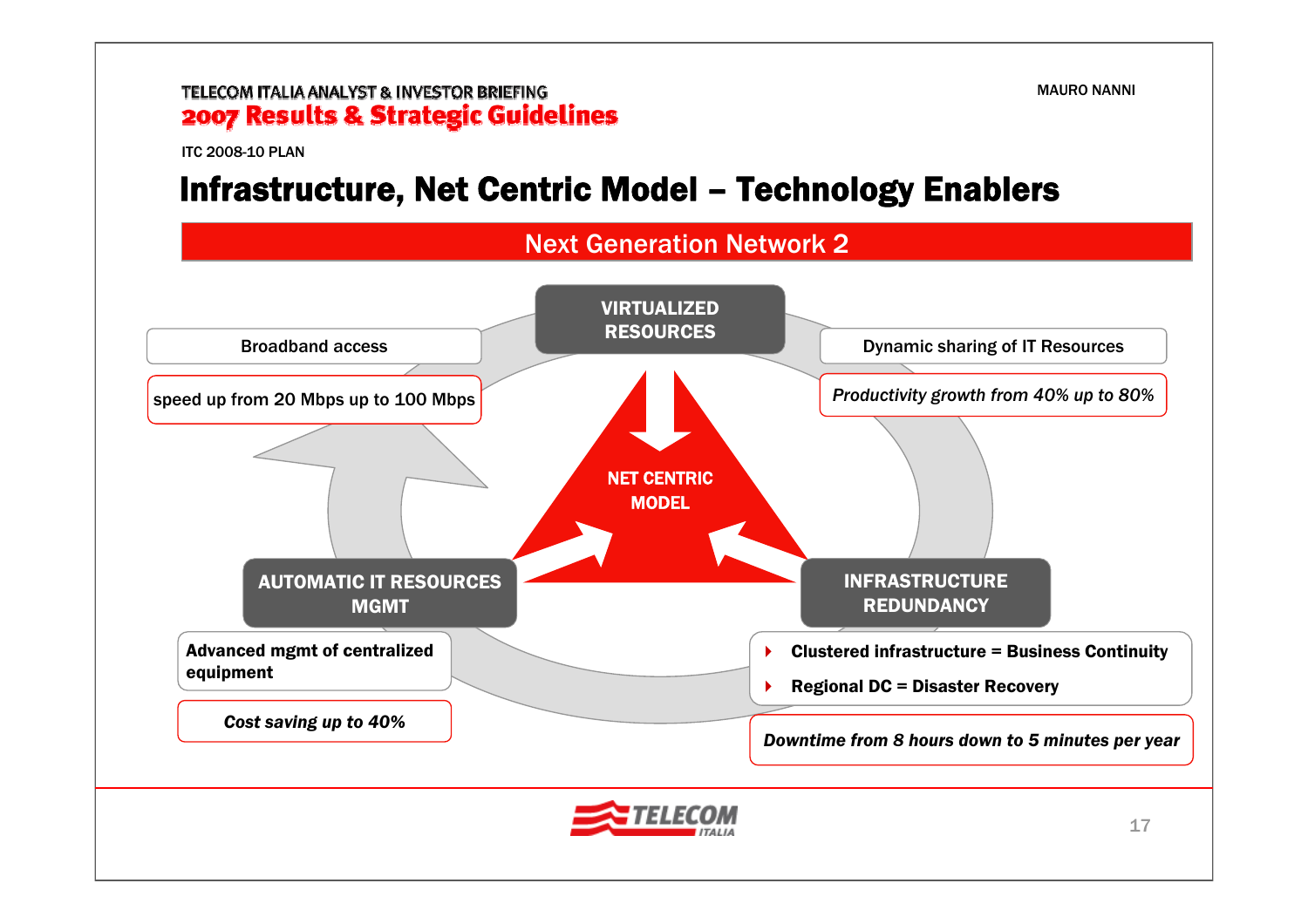ITC 2008-10 PLAN

# Infrastructure, Net Centric Model – Technology Enablers

## Next Generation Network 2

**VIRTUALIZED RESOURCES**

- Dynamic sharing of IT Resources
- *Productivity growth from 40% up to 80%*

**NET CENTRIC MODEL**

**INFRASTRUCTURE REDUNDANCY**

- Clustered infrastructure = Business Continuity
- Regional DC = Disaster Recovery
- *Downtime from 8 hours down to 5 minutes per year*

**AUTOMATIC IT RESOURCES MGMT**

- Advanced mgmt of centralized equipment
- *Cost saving up to 40%*

**Broadband access**

- speed up from 20 Mbps up to 100 Mbps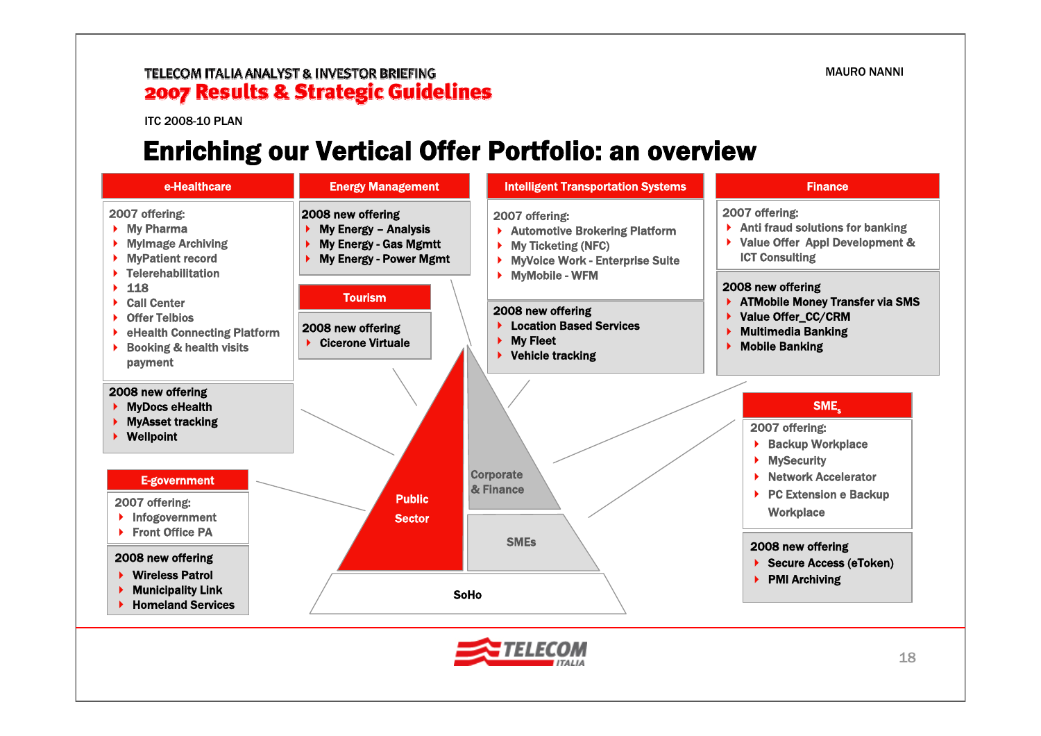ITC 2008-10 PLAN

# Enriching our Vertical Offer Portfolio: an overview

## e-Healthcare

2007 offering:
- My Pharma
- MyImage Archiving
- MyPatient record
- Telerehabilitation
- 118
- Call Center
- Offer Telbios
- eHealth Connecting Platform
- Booking & health visits payment

**2008 new offering**
- **MyDocs eHealth**
- **MyAsset tracking**
- **Wellpoint**

## Energy Management

**2008 new offering**
- **My Energy – Analysis**
- **My Energy - Gas Mgmtt**
- **My Energy - Power Mgmt**

## Tourism

**2008 new offering**
- **Cicerone Virtuale**

## Intelligent Transportation Systems

2007 offering:
- Automotive Brokering Platform
- My Ticketing (NFC)
- MyVoice Work - Enterprise Suite
- MyMobile - WFM

**2008 new offering**
- **Location Based Services**
- **My Fleet**
- **Vehicle tracking**

## Finance

2007 offering:
- Anti fraud solutions for banking
- Value Offer Appl Development & ICT Consulting

**2008 new offering**
- **ATMobile Money Transfer via SMS**
- **Value Offer_CC/CRM**
- **Multimedia Banking**
- **Mobile Banking**

## E-government

2007 offering:
- Infogovernment
- Front Office PA

**2008 new offering**
- **Wireless Patrol**
- **Municipality Link**
- **Homeland Services**

## $SME_s$

2007 offering:
- Backup Workplace
- MySecurity
- Network Accelerator
- PC Extension e Backup Workplace

**2008 new offering**
- **Secure Access (eToken)**
- **PMI Archiving**

Public Sector | Corporate & Finance | SMEs | SoHo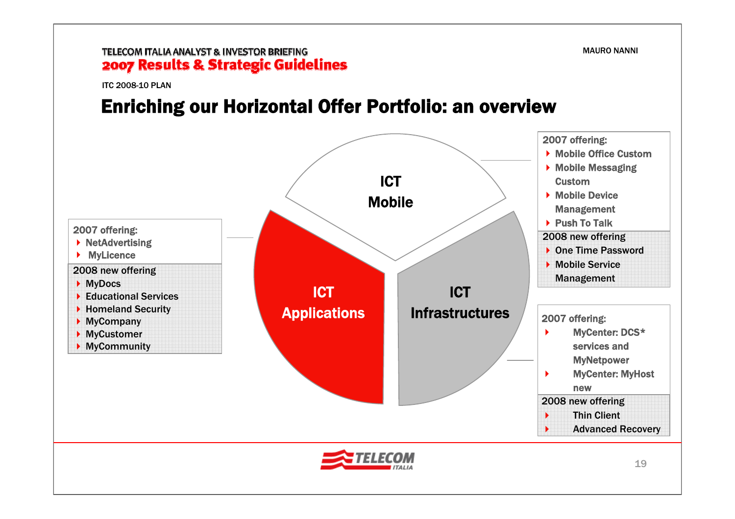ITC 2008-10 PLAN

# Enriching our Horizontal Offer Portfolio: an overview

## ICT Mobile

2007 offering:
- Mobile Office Custom
- Mobile Messaging Custom
- Mobile Device Management
- Push To Talk

2008 new offering
- One Time Password
- Mobile Service Management

## ICT Applications

2007 offering:
- NetAdvertising
- MyLicence

2008 new offering
- MyDocs
- Educational Services
- Homeland Security
- MyCompany
- MyCustomer
- MyCommunity

## ICT Infrastructures

2007 offering:
- MyCenter: DCS* services and MyNetpower
- MyCenter: MyHost new

2008 new offering
- Thin Client
- Advanced Recovery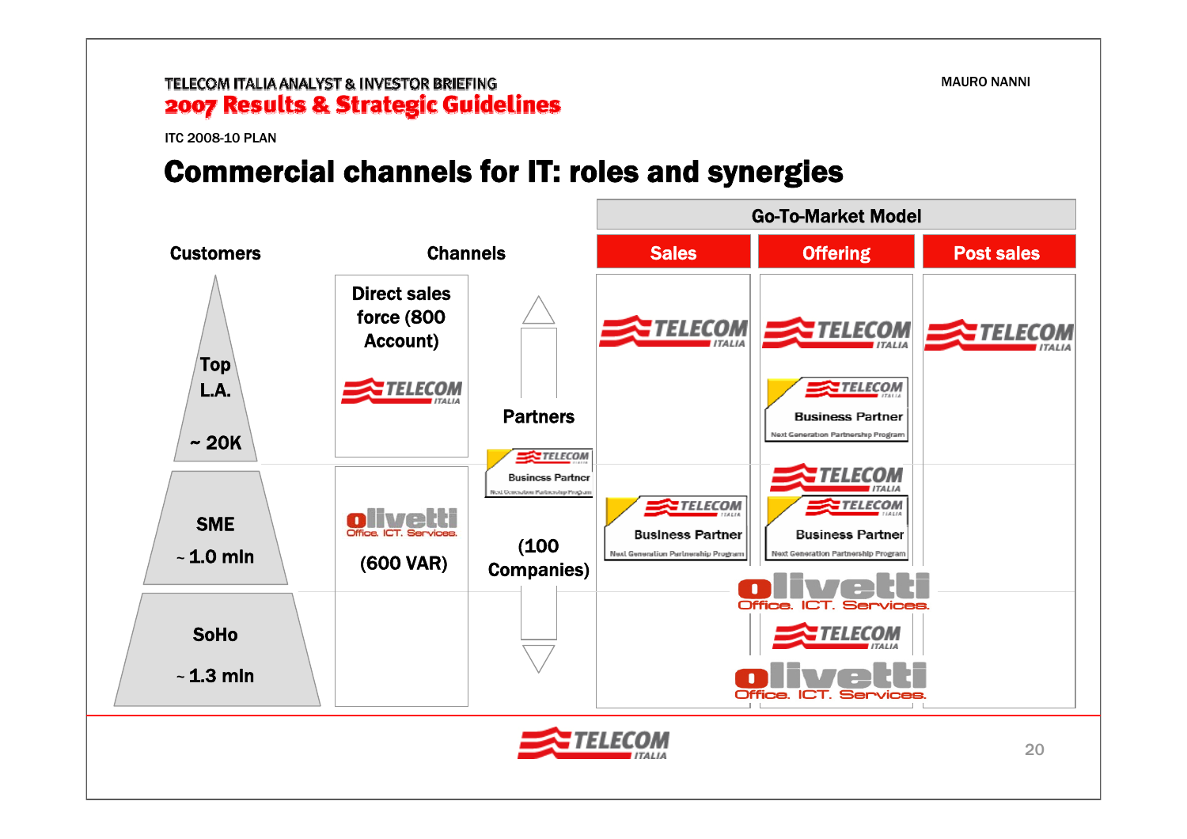TELECOM ITALIA ANALYST & INVESTOR BRIEFING

**2007 Results & Strategic Guidelines**

ITC 2008-10 PLAN

# Commercial channels for IT: roles and synergies

| Customers | Channels | | Go-To-Market Model: Sales | Go-To-Market Model: Offering | Go-To-Market Model: Post sales |
|---|---|---|---|---|---|
| Top L.A. ~ 20K | Direct sales force (800 Account) – TELECOM ITALIA | Partners – TELECOM ITALIA Business Partner (Next Generation Partnership Program) | TELECOM ITALIA | TELECOM ITALIA; TELECOM ITALIA Business Partner | TELECOM ITALIA |
| SME ~ 1.0 mln | olivetti Office. ICT. Services. (600 VAR) | (100 Companies) | TELECOM ITALIA Business Partner | TELECOM ITALIA; TELECOM ITALIA Business Partner; olivetti Office. ICT. Services. | |
| SoHo ~ 1.3 mln | | | | TELECOM ITALIA; olivetti Office. ICT. Services. | |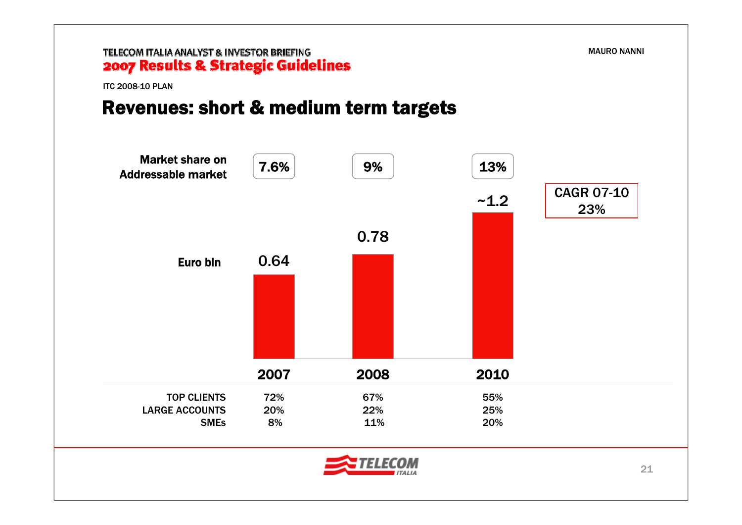ITC 2008-10 PLAN

# Revenues: short & medium term targets

Market share on Addressable market

7.6%

9%

13%

Euro bln

0.64

0.78

~1.2

2007

2008

2010

CAGR 07-10 23%

| | 2007 | 2008 | 2010 |
|---|---|---|---|
| TOP CLIENTS | 72% | 67% | 55% |
| LARGE ACCOUNTS | 20% | 22% | 25% |
| SMEs | 8% | 11% | 20% |